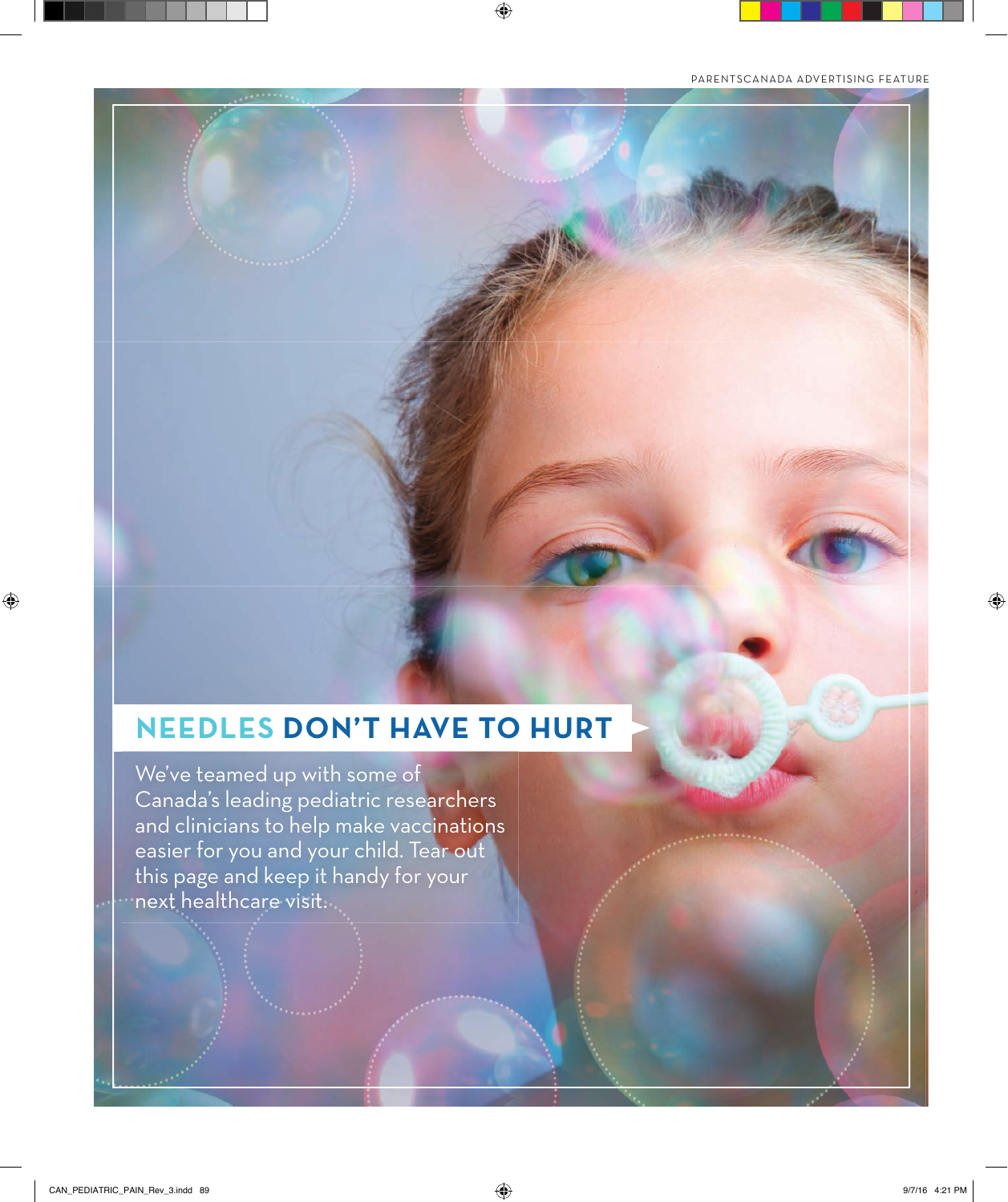# NEEDLES DON'T HAVE TO HURT

We've teamed up with some of Canada's leading pediatric researchers and clinicians to help make vaccinations easier for you and your child. Tear out this page and keep it handy for your next healthcare visit.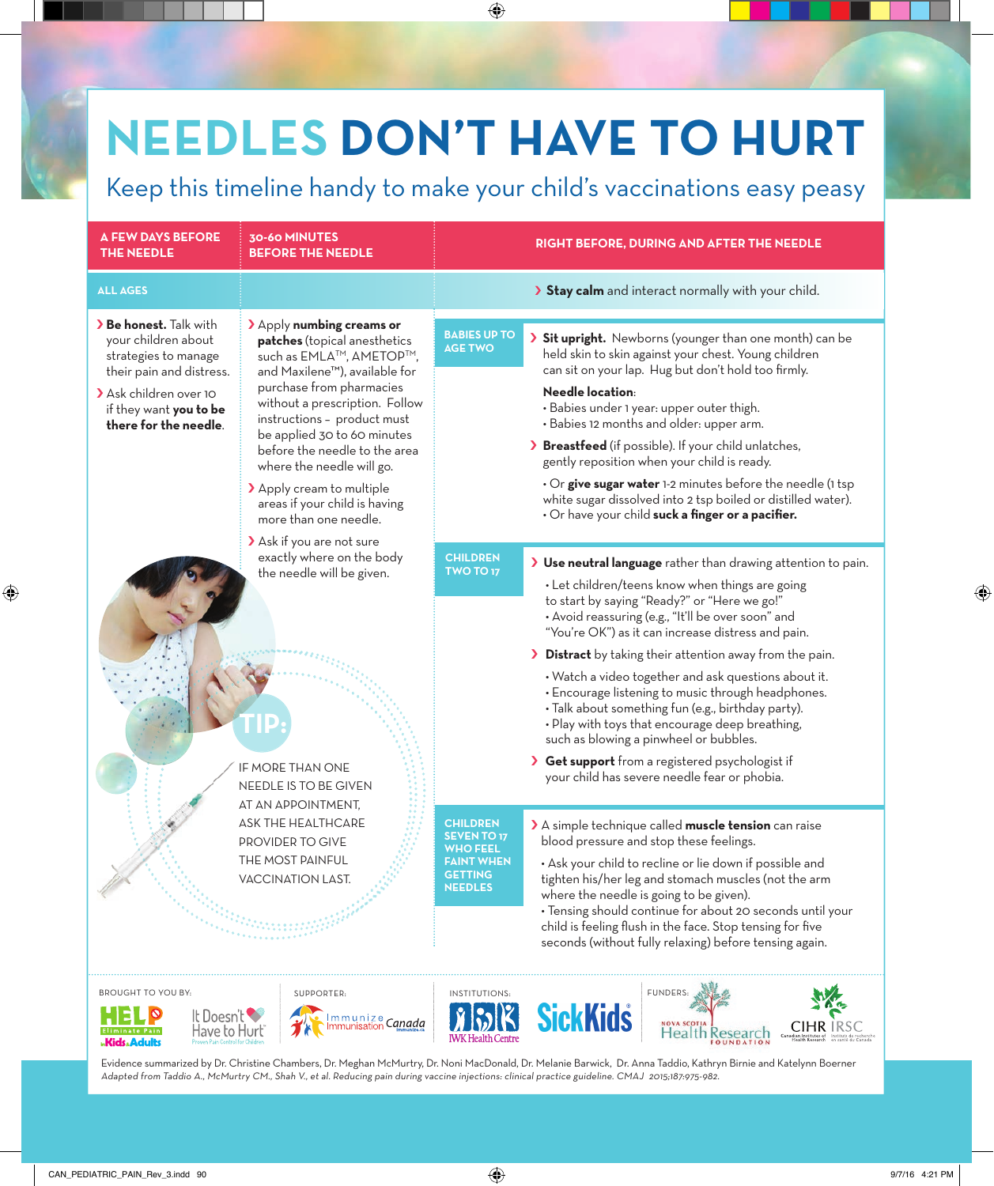# NEEDLES DON'T HAVE TO HURT

## Keep this timeline handy to make your child's vaccinations easy peasy

## A FEW DAYS BEFORE THE NEEDLE

### ALL AGES

- **Be honest.** Talk with your children about strategies to manage their pain and distress.
- Ask children over 10 if they want **you to be there for the needle**.

## 30-60 MINUTES BEFORE THE NEEDLE

- Apply **numbing creams or patches** (topical anesthetics such as EMLA™, AMETOP™, and Maxilene™), available for purchase from pharmacies without a prescription. Follow instructions – product must be applied 30 to 60 minutes before the needle to the area where the needle will go.
- Apply cream to multiple areas if your child is having more than one needle.
- Ask if you are not sure exactly where on the body the needle will be given.

**TIP:**

IF MORE THAN ONE NEEDLE IS TO BE GIVEN AT AN APPOINTMENT, ASK THE HEALTHCARE PROVIDER TO GIVE THE MOST PAINFUL VACCINATION LAST.

## RIGHT BEFORE, DURING AND AFTER THE NEEDLE

- **Stay calm** and interact normally with your child.

### BABIES UP TO AGE TWO

- **Sit upright.** Newborns (younger than one month) can be held skin to skin against your chest. Young children can sit on your lap. Hug but don't hold too firmly.

  **Needle location**:
  - Babies under 1 year: upper outer thigh.
  - Babies 12 months and older: upper arm.

- **Breastfeed** (if possible). If your child unlatches, gently reposition when your child is ready.
  - Or **give sugar water** 1-2 minutes before the needle (1 tsp white sugar dissolved into 2 tsp boiled or distilled water).
  - Or have your child **suck a finger or a pacifier.**

### CHILDREN TWO TO 17

- **Use neutral language** rather than drawing attention to pain.
  - Let children/teens know when things are going to start by saying "Ready?" or "Here we go!"
  - Avoid reassuring (e.g., "It'll be over soon" and "You're OK") as it can increase distress and pain.
- **Distract** by taking their attention away from the pain.
  - Watch a video together and ask questions about it.
  - Encourage listening to music through headphones.
  - Talk about something fun (e.g., birthday party).
  - Play with toys that encourage deep breathing, such as blowing a pinwheel or bubbles.
- **Get support** from a registered psychologist if your child has severe needle fear or phobia.

### CHILDREN SEVEN TO 17 WHO FEEL FAINT WHEN GETTING NEEDLES

- A simple technique called **muscle tension** can raise blood pressure and stop these feelings.
  - Ask your child to recline or lie down if possible and tighten his/her leg and stomach muscles (not the arm where the needle is going to be given).
  - Tensing should continue for about 20 seconds until your child is feeling flush in the face. Stop tensing for five seconds (without fully relaxing) before tensing again.

BROUGHT TO YOU BY: HELP Eliminate Pain in Kids & Adults; It Doesn't Have to Hurt – Proven Pain Control for Children

SUPPORTER: Immunize Canada / Immunisation Canada

INSTITUTIONS: IWK Health Centre; SickKids

FUNDERS: Nova Scotia Health Research Foundation; CIHR IRSC – Canadian Institutes of Health Research / Instituts de recherche en santé du Canada

Evidence summarized by Dr. Christine Chambers, Dr. Meghan McMurtry, Dr. Noni MacDonald, Dr. Melanie Barwick, Dr. Anna Taddio, Kathryn Birnie and Katelynn Boerner

*Adapted from Taddio A., McMurtry CM., Shah V., et al. Reducing pain during vaccine injections: clinical practice guideline. CMAJ 2015;187:975-982.*